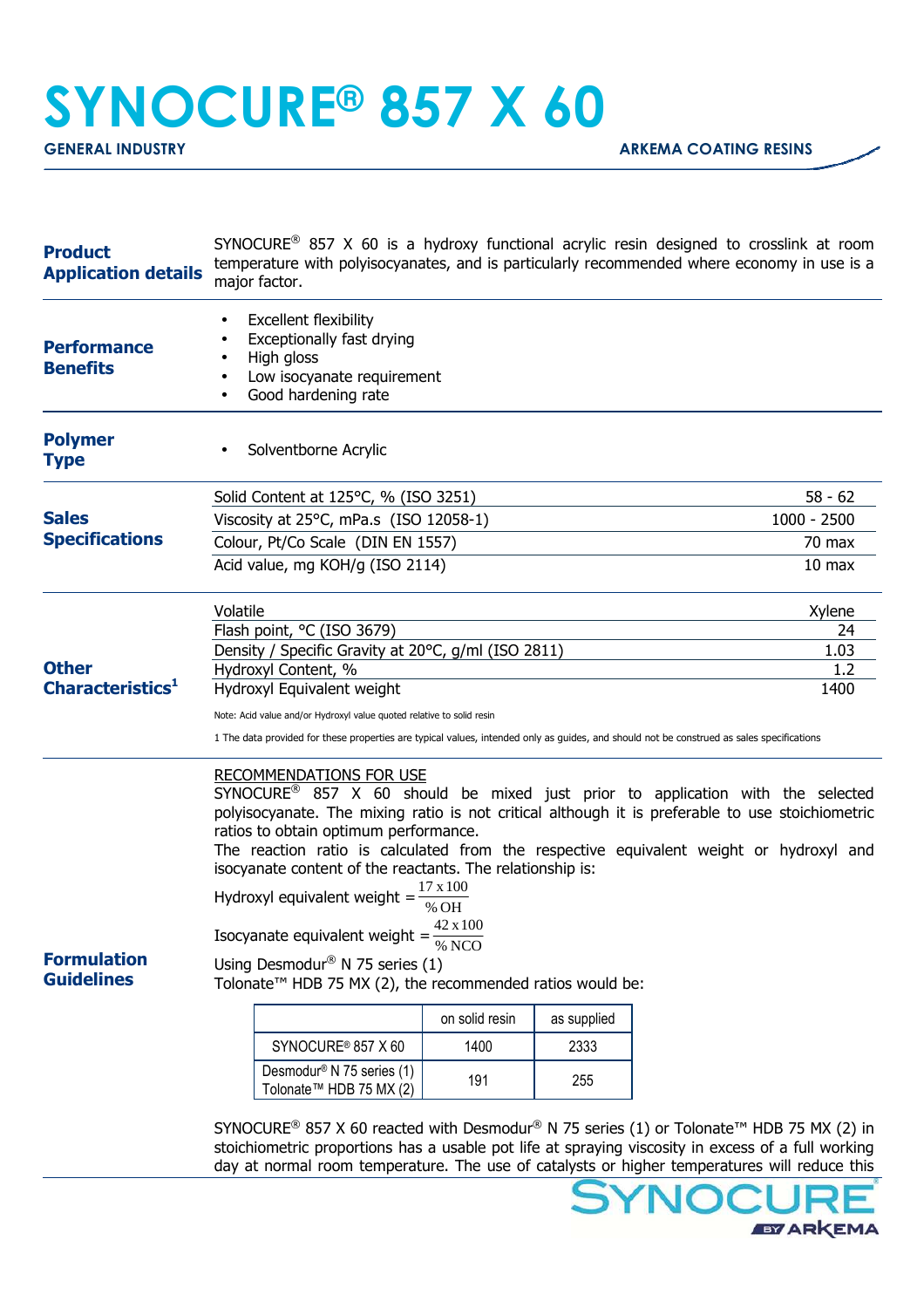# SYNOCURE® 857 X 60

**GENERAL INDUSTRY** — **ARKEMA COATING RESINS**

## Product Application details

SYNOCURE® 857 X 60 is a hydroxy functional acrylic resin designed to crosslink at room temperature with polyisocyanates, and is particularly recommended where economy in use is a major factor.

## Performance Benefits

- Excellent flexibility
- Exceptionally fast drying
- High gloss
- Low isocyanate requirement
- Good hardening rate

## Polymer Type

- Solventborne Acrylic

## Sales Specifications

| Property | Value |
|---|---|
| Solid Content at 125°C, % (ISO 3251) | 58 - 62 |
| Viscosity at 25°C, mPa.s (ISO 12058-1) | 1000 - 2500 |
| Colour, Pt/Co Scale (DIN EN 1557) | 70 max |
| Acid value, mg KOH/g (ISO 2114) | 10 max |

## Other Characteristics[1]

| Property | Value |
|---|---|
| Volatile | Xylene |
| Flash point, °C (ISO 3679) | 24 |
| Density / Specific Gravity at 20°C, g/ml (ISO 2811) | 1.03 |
| Hydroxyl Content, % | 1.2 |
| Hydroxyl Equivalent weight | 1400 |

Note: Acid value and/or Hydroxyl value quoted relative to solid resin

1 The data provided for these properties are typical values, intended only as guides, and should not be construed as sales specifications

## Formulation Guidelines

RECOMMENDATIONS FOR USE

SYNOCURE® 857 X 60 should be mixed just prior to application with the selected polyisocyanate. The mixing ratio is not critical although it is preferable to use stoichiometric ratios to obtain optimum performance.

The reaction ratio is calculated from the respective equivalent weight or hydroxyl and isocyanate content of the reactants. The relationship is:

$$\text{Hydroxyl equivalent weight} = \frac{17 \times 100}{\% \text{OH}}$$

$$\text{Isocyanate equivalent weight} = \frac{42 \times 100}{\% \text{NCO}}$$

Using Desmodur® N 75 series (1)
Tolonate™ HDB 75 MX (2), the recommended ratios would be:

| | on solid resin | as supplied |
|---|---|---|
| SYNOCURE® 857 X 60 | 1400 | 2333 |
| Desmodur® N 75 series (1) Tolonate™ HDB 75 MX (2) | 191 | 255 |

SYNOCURE® 857 X 60 reacted with Desmodur® N 75 series (1) or Tolonate™ HDB 75 MX (2) in stoichiometric proportions has a usable pot life at spraying viscosity in excess of a full working day at normal room temperature. The use of catalysts or higher temperatures will reduce this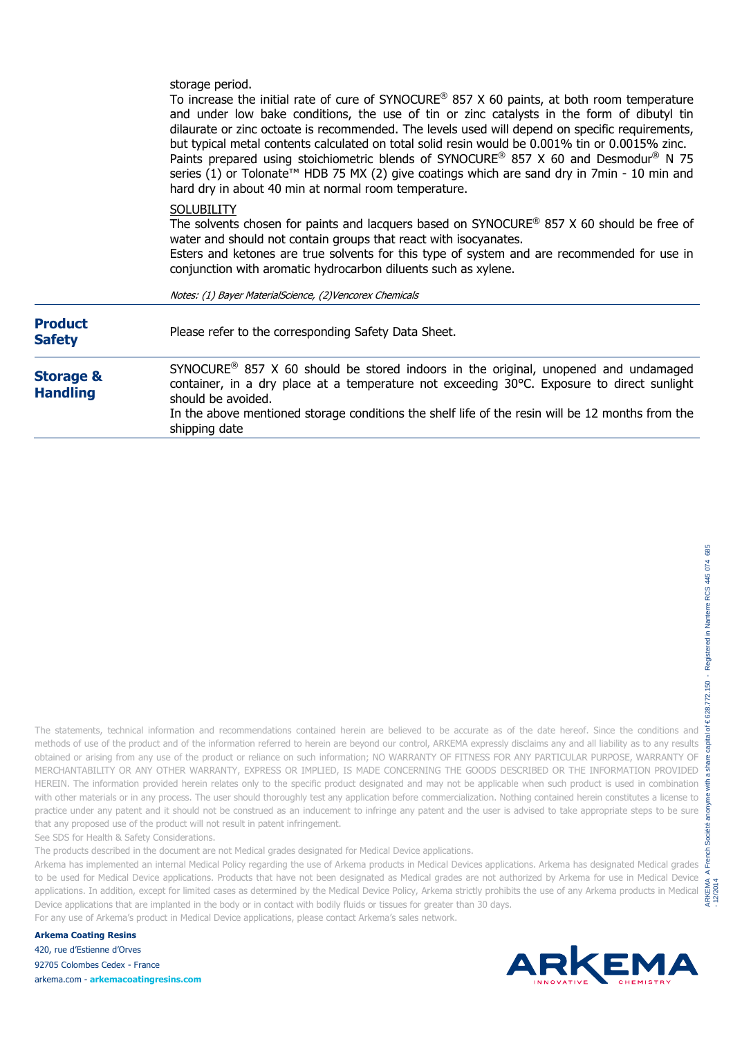storage period.

To increase the initial rate of cure of SYNOCURE® 857 X 60 paints, at both room temperature and under low bake conditions, the use of tin or zinc catalysts in the form of dibutyl tin dilaurate or zinc octoate is recommended. The levels used will depend on specific requirements, but typical metal contents calculated on total solid resin would be 0.001% tin or 0.0015% zinc. Paints prepared using stoichiometric blends of SYNOCURE® 857 X 60 and Desmodur® N 75 series (1) or Tolonate™ HDB 75 MX (2) give coatings which are sand dry in 7min - 10 min and hard dry in about 40 min at normal room temperature.

SOLUBILITY

The solvents chosen for paints and lacquers based on SYNOCURE® 857 X 60 should be free of water and should not contain groups that react with isocyanates.

Esters and ketones are true solvents for this type of system and are recommended for use in conjunction with aromatic hydrocarbon diluents such as xylene.

*Notes: (1) Bayer MaterialScience, (2)Vencorex Chemicals*

## Product Safety

Please refer to the corresponding Safety Data Sheet.

## Storage & Handling

SYNOCURE® 857 X 60 should be stored indoors in the original, unopened and undamaged container, in a dry place at a temperature not exceeding 30°C. Exposure to direct sunlight should be avoided.

In the above mentioned storage conditions the shelf life of the resin will be 12 months from the shipping date

The statements, technical information and recommendations contained herein are believed to be accurate as of the date hereof. Since the conditions and methods of use of the product and of the information referred to herein are beyond our control, ARKEMA expressly disclaims any and all liability as to any results obtained or arising from any use of the product or reliance on such information; NO WARRANTY OF FITNESS FOR ANY PARTICULAR PURPOSE, WARRANTY OF MERCHANTABILITY OR ANY OTHER WARRANTY, EXPRESS OR IMPLIED, IS MADE CONCERNING THE GOODS DESCRIBED OR THE INFORMATION PROVIDED HEREIN. The information provided herein relates only to the specific product designated and may not be applicable when such product is used in combination with other materials or in any process. The user should thoroughly test any application before commercialization. Nothing contained herein constitutes a license to practice under any patent and it should not be construed as an inducement to infringe any patent and the user is advised to take appropriate steps to be sure that any proposed use of the product will not result in patent infringement.

See SDS for Health & Safety Considerations.

The products described in the document are not Medical grades designated for Medical Device applications.

Arkema has implemented an internal Medical Policy regarding the use of Arkema products in Medical Devices applications. Arkema has designated Medical grades to be used for Medical Device applications. Products that have not been designated as Medical grades are not authorized by Arkema for use in Medical Device applications. In addition, except for limited cases as determined by the Medical Device Policy, Arkema strictly prohibits the use of any Arkema products in Medical Device applications that are implanted in the body or in contact with bodily fluids or tissues for greater than 30 days.

For any use of Arkema's product in Medical Device applications, please contact Arkema's sales network.

**Arkema Coating Resins**
420, rue d'Estienne d'Orves
92705 Colombes Cedex - France
arkema.com - **arkemacoatingresins.com**

ARKEMA A French Société anonyme with a share capital of € 628.772.150 - Registered in Nanterre RCS 445 074 685 - 12/2014